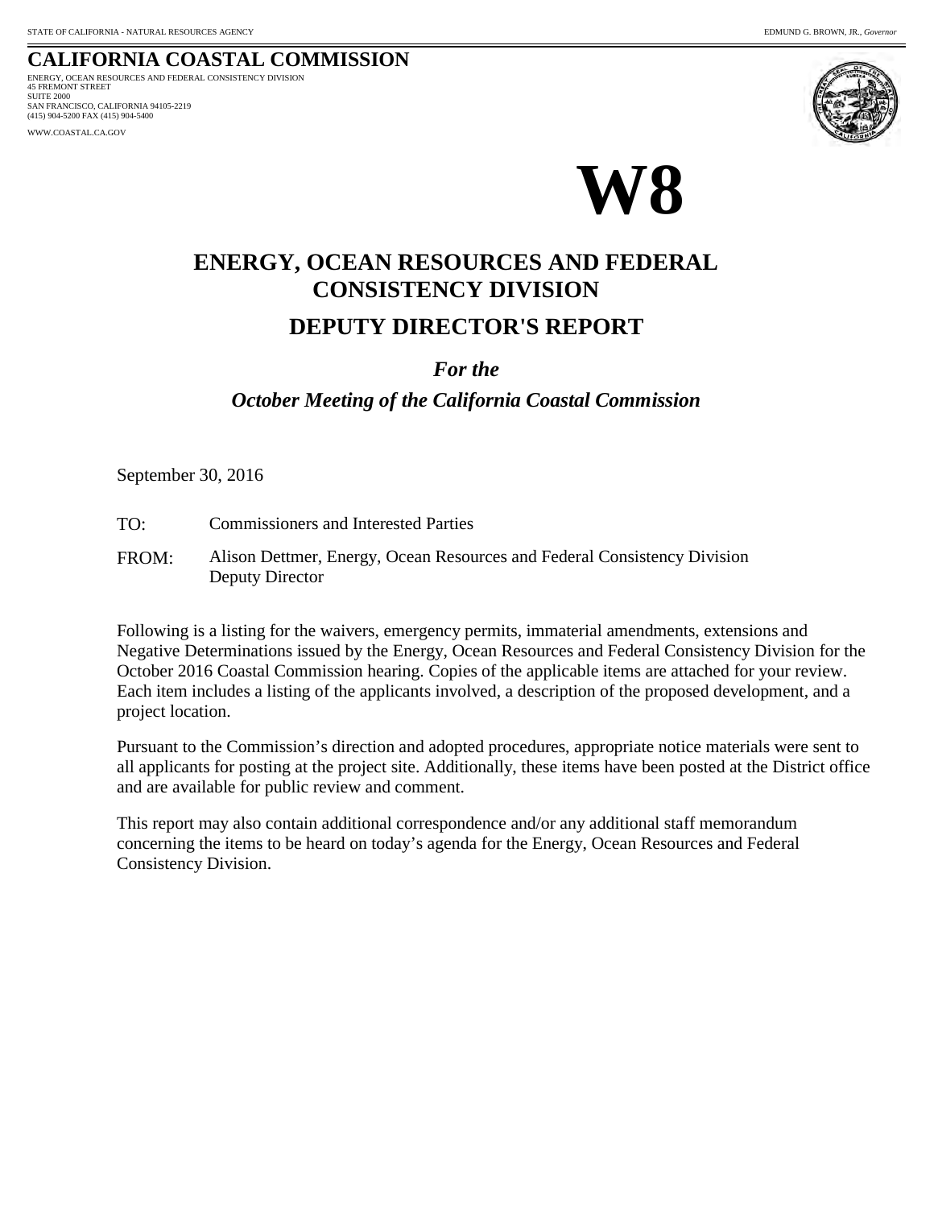STATE OF CALIFORNIA - NATURAL RESOURCES AGENCY

EDMUND G. BROWN, JR., *Governor*

# CALIFORNIA COASTAL COMMISSION

ENERGY, OCEAN RESOURCES AND FEDERAL CONSISTENCY DIVISION
45 FREMONT STREET
SUITE 2000
SAN FRANCISCO, CALIFORNIA 94105-2219
(415) 904-5200 FAX (415) 904-5400

WWW.COASTAL.CA.GOV

# W8

## ENERGY, OCEAN RESOURCES AND FEDERAL CONSISTENCY DIVISION

## DEPUTY DIRECTOR'S REPORT

***For the***

***October Meeting of the California Coastal Commission***

September 30, 2016

TO: Commissioners and Interested Parties

FROM: Alison Dettmer, Energy, Ocean Resources and Federal Consistency Division Deputy Director

Following is a listing for the waivers, emergency permits, immaterial amendments, extensions and Negative Determinations issued by the Energy, Ocean Resources and Federal Consistency Division for the October 2016 Coastal Commission hearing. Copies of the applicable items are attached for your review. Each item includes a listing of the applicants involved, a description of the proposed development, and a project location.

Pursuant to the Commission's direction and adopted procedures, appropriate notice materials were sent to all applicants for posting at the project site. Additionally, these items have been posted at the District office and are available for public review and comment.

This report may also contain additional correspondence and/or any additional staff memorandum concerning the items to be heard on today's agenda for the Energy, Ocean Resources and Federal Consistency Division.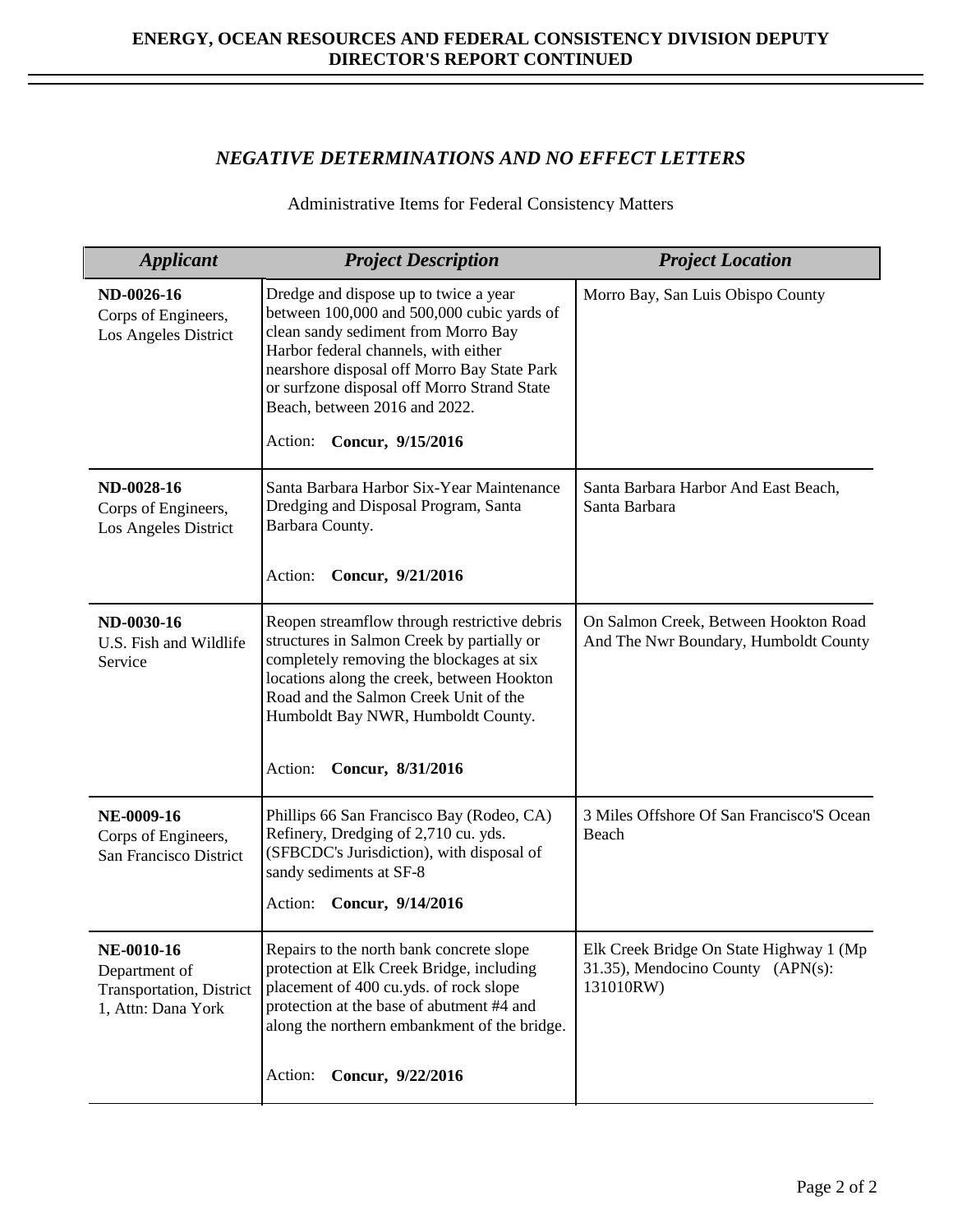## ENERGY, OCEAN RESOURCES AND FEDERAL CONSISTENCY DIVISION DEPUTY DIRECTOR'S REPORT CONTINUED

### *NEGATIVE DETERMINATIONS AND NO EFFECT LETTERS*

Administrative Items for Federal Consistency Matters

| *Applicant* | *Project Description* | *Project Location* |
|---|---|---|
| **ND-0026-16**<br>Corps of Engineers, Los Angeles District | Dredge and dispose up to twice a year between 100,000 and 500,000 cubic yards of clean sandy sediment from Morro Bay Harbor federal channels, with either nearshore disposal off Morro Bay State Park or surfzone disposal off Morro Strand State Beach, between 2016 and 2022.<br>Action: **Concur, 9/15/2016** | Morro Bay, San Luis Obispo County |
| **ND-0028-16**<br>Corps of Engineers, Los Angeles District | Santa Barbara Harbor Six-Year Maintenance Dredging and Disposal Program, Santa Barbara County.<br>Action: **Concur, 9/21/2016** | Santa Barbara Harbor And East Beach, Santa Barbara |
| **ND-0030-16**<br>U.S. Fish and Wildlife Service | Reopen streamflow through restrictive debris structures in Salmon Creek by partially or completely removing the blockages at six locations along the creek, between Hookton Road and the Salmon Creek Unit of the Humboldt Bay NWR, Humboldt County.<br>Action: **Concur, 8/31/2016** | On Salmon Creek, Between Hookton Road And The Nwr Boundary, Humboldt County |
| **NE-0009-16**<br>Corps of Engineers, San Francisco District | Phillips 66 San Francisco Bay (Rodeo, CA) Refinery, Dredging of 2,710 cu. yds. (SFBCDC's Jurisdiction), with disposal of sandy sediments at SF-8<br>Action: **Concur, 9/14/2016** | 3 Miles Offshore Of San Francisco'S Ocean Beach |
| **NE-0010-16**<br>Department of Transportation, District 1, Attn: Dana York | Repairs to the north bank concrete slope protection at Elk Creek Bridge, including placement of 400 cu.yds. of rock slope protection at the base of abutment #4 and along the northern embankment of the bridge.<br>Action: **Concur, 9/22/2016** | Elk Creek Bridge On State Highway 1 (Mp 31.35), Mendocino County (APN(s): 131010RW) |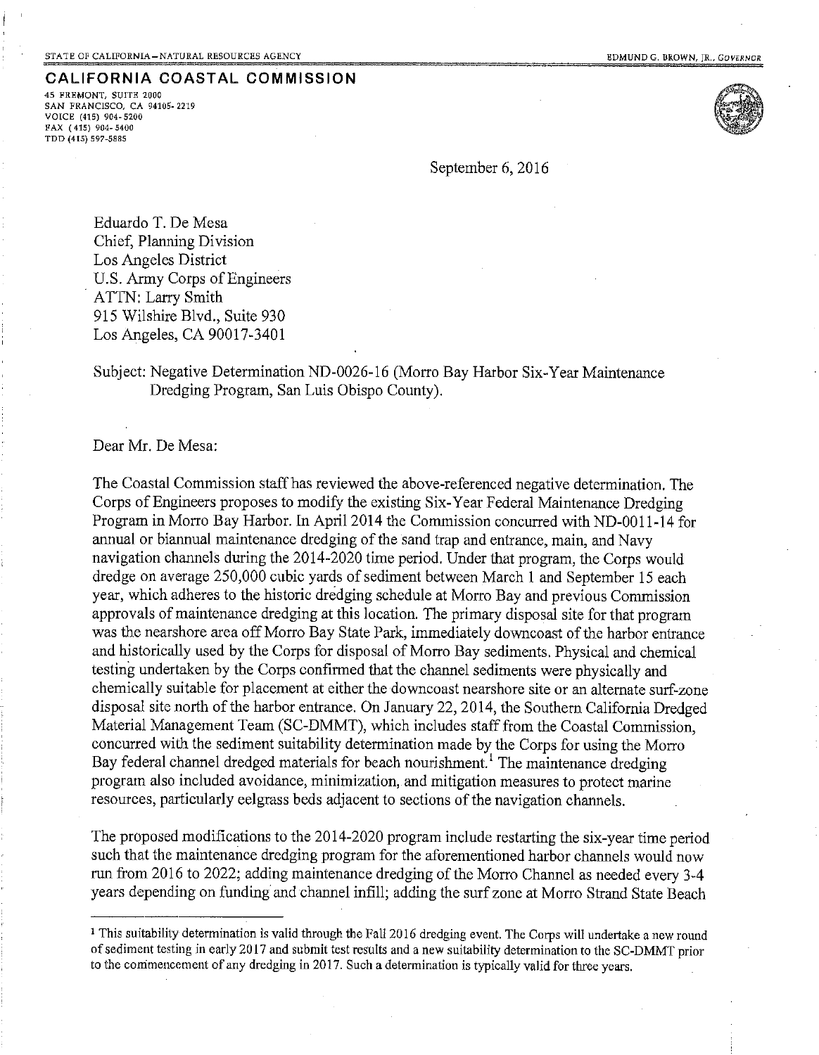STATE OF CALIFORNIA – NATURAL RESOURCES AGENCY

EDMUND G. BROWN, JR., *GOVERNOR*

**CALIFORNIA COASTAL COMMISSION**

45 FREMONT, SUITE 2000
SAN FRANCISCO, CA 94105- 2219
VOICE (415) 904- 5200
FAX (415) 904- 5400
TDD (415) 597-5885

September 6, 2016

Eduardo T. De Mesa
Chief, Planning Division
Los Angeles District
U.S. Army Corps of Engineers
ATTN: Larry Smith
915 Wilshire Blvd., Suite 930
Los Angeles, CA 90017-3401

Subject: Negative Determination ND-0026-16 (Morro Bay Harbor Six-Year Maintenance Dredging Program, San Luis Obispo County).

Dear Mr. De Mesa:

The Coastal Commission staff has reviewed the above-referenced negative determination. The Corps of Engineers proposes to modify the existing Six-Year Federal Maintenance Dredging Program in Morro Bay Harbor. In April 2014 the Commission concurred with ND-0011-14 for annual or biannual maintenance dredging of the sand trap and entrance, main, and Navy navigation channels during the 2014-2020 time period. Under that program, the Corps would dredge on average 250,000 cubic yards of sediment between March 1 and September 15 each year, which adheres to the historic dredging schedule at Morro Bay and previous Commission approvals of maintenance dredging at this location. The primary disposal site for that program was the nearshore area off Morro Bay State Park, immediately downcoast of the harbor entrance and historically used by the Corps for disposal of Morro Bay sediments. Physical and chemical testing undertaken by the Corps confirmed that the channel sediments were physically and chemically suitable for placement at either the downcoast nearshore site or an alternate surf-zone disposal site north of the harbor entrance. On January 22, 2014, the Southern California Dredged Material Management Team (SC-DMMT), which includes staff from the Coastal Commission, concurred with the sediment suitability determination made by the Corps for using the Morro Bay federal channel dredged materials for beach nourishment.[1] The maintenance dredging program also included avoidance, minimization, and mitigation measures to protect marine resources, particularly eelgrass beds adjacent to sections of the navigation channels.

The proposed modifications to the 2014-2020 program include restarting the six-year time period such that the maintenance dredging program for the aforementioned harbor channels would now run from 2016 to 2022; adding maintenance dredging of the Morro Channel as needed every 3-4 years depending on funding and channel infill; adding the surf zone at Morro Strand State Beach

[1] This suitability determination is valid through the Fall 2016 dredging event. The Corps will undertake a new round of sediment testing in early 2017 and submit test results and a new suitability determination to the SC-DMMT prior to the commencement of any dredging in 2017. Such a determination is typically valid for three years.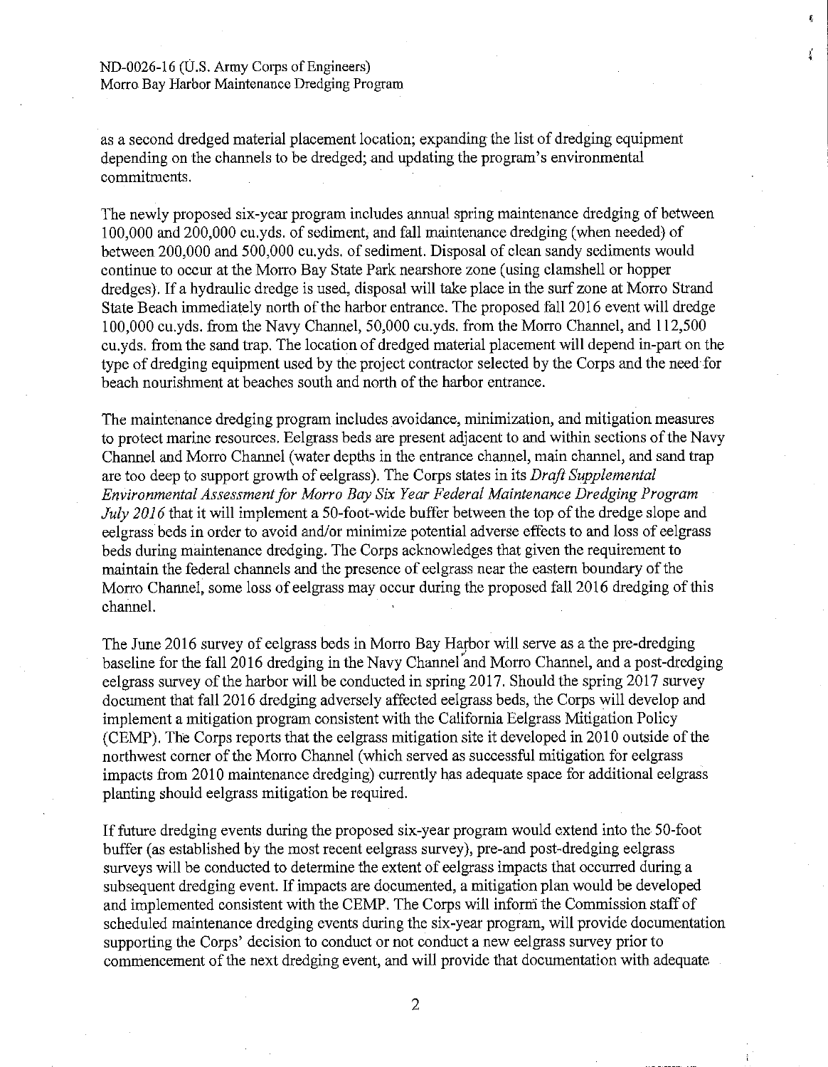as a second dredged material placement location; expanding the list of dredging equipment depending on the channels to be dredged; and updating the program's environmental commitments.

The newly proposed six-year program includes annual spring maintenance dredging of between 100,000 and 200,000 cu.yds. of sediment, and fall maintenance dredging (when needed) of between 200,000 and 500,000 cu.yds. of sediment. Disposal of clean sandy sediments would continue to occur at the Morro Bay State Park nearshore zone (using clamshell or hopper dredges). If a hydraulic dredge is used, disposal will take place in the surf zone at Morro Strand State Beach immediately north of the harbor entrance. The proposed fall 2016 event will dredge 100,000 cu.yds. from the Navy Channel, 50,000 cu.yds. from the Morro Channel, and 112,500 cu.yds. from the sand trap. The location of dredged material placement will depend in-part on the type of dredging equipment used by the project contractor selected by the Corps and the need for beach nourishment at beaches south and north of the harbor entrance.

The maintenance dredging program includes avoidance, minimization, and mitigation measures to protect marine resources. Eelgrass beds are present adjacent to and within sections of the Navy Channel and Morro Channel (water depths in the entrance channel, main channel, and sand trap are too deep to support growth of eelgrass). The Corps states in its *Draft Supplemental Environmental Assessment for Morro Bay Six Year Federal Maintenance Dredging Program July 2016* that it will implement a 50-foot-wide buffer between the top of the dredge slope and eelgrass beds in order to avoid and/or minimize potential adverse effects to and loss of eelgrass beds during maintenance dredging. The Corps acknowledges that given the requirement to maintain the federal channels and the presence of eelgrass near the eastern boundary of the Morro Channel, some loss of eelgrass may occur during the proposed fall 2016 dredging of this channel.

The June 2016 survey of eelgrass beds in Morro Bay Harbor will serve as a the pre-dredging baseline for the fall 2016 dredging in the Navy Channel and Morro Channel, and a post-dredging eelgrass survey of the harbor will be conducted in spring 2017. Should the spring 2017 survey document that fall 2016 dredging adversely affected eelgrass beds, the Corps will develop and implement a mitigation program consistent with the California Eelgrass Mitigation Policy (CEMP). The Corps reports that the eelgrass mitigation site it developed in 2010 outside of the northwest corner of the Morro Channel (which served as successful mitigation for eelgrass impacts from 2010 maintenance dredging) currently has adequate space for additional eelgrass planting should eelgrass mitigation be required.

If future dredging events during the proposed six-year program would extend into the 50-foot buffer (as established by the most recent eelgrass survey), pre-and post-dredging eelgrass surveys will be conducted to determine the extent of eelgrass impacts that occurred during a subsequent dredging event. If impacts are documented, a mitigation plan would be developed and implemented consistent with the CEMP. The Corps will inform the Commission staff of scheduled maintenance dredging events during the six-year program, will provide documentation supporting the Corps' decision to conduct or not conduct a new eelgrass survey prior to commencement of the next dredging event, and will provide that documentation with adequate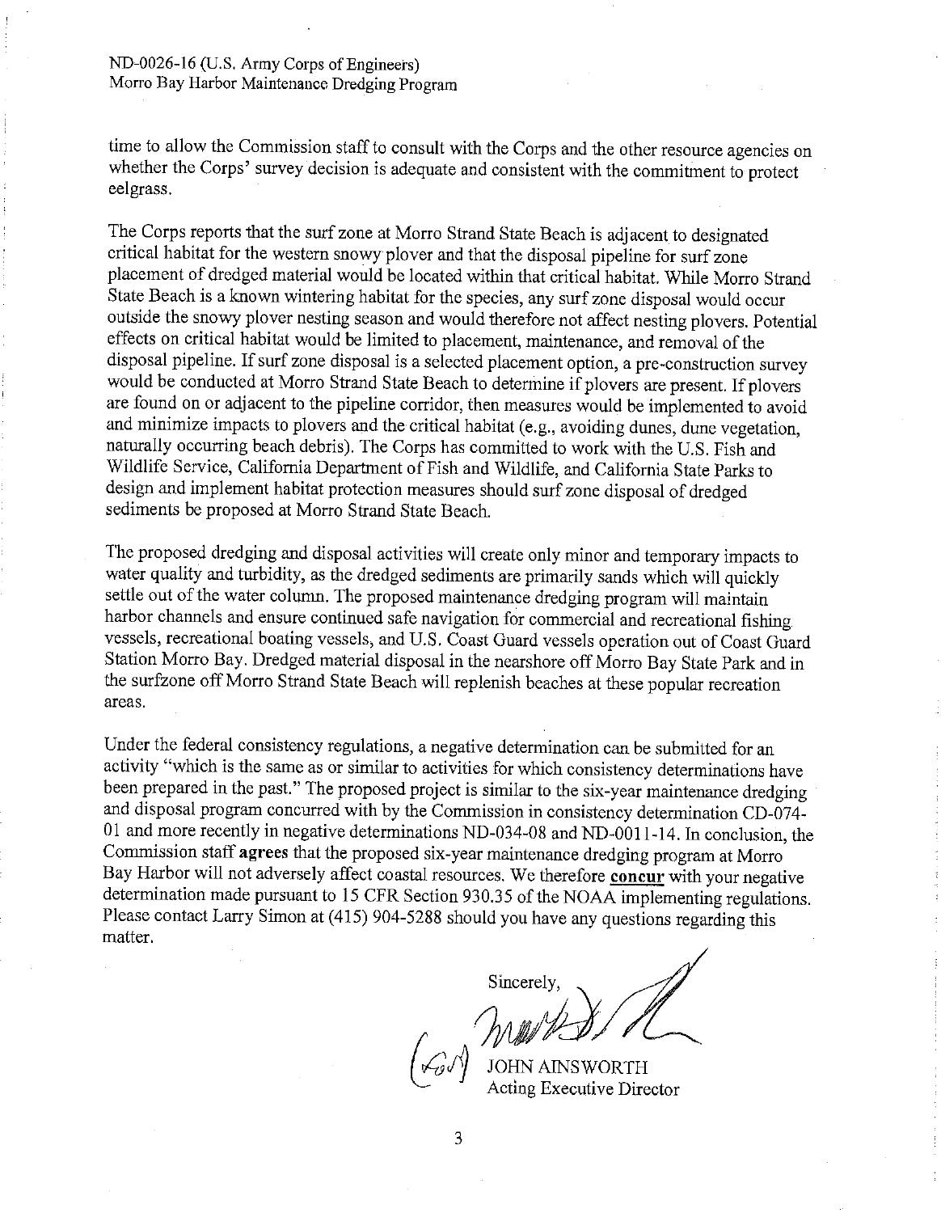time to allow the Commission staff to consult with the Corps and the other resource agencies on whether the Corps' survey decision is adequate and consistent with the commitment to protect eelgrass.

The Corps reports that the surf zone at Morro Strand State Beach is adjacent to designated critical habitat for the western snowy plover and that the disposal pipeline for surf zone placement of dredged material would be located within that critical habitat. While Morro Strand State Beach is a known wintering habitat for the species, any surf zone disposal would occur outside the snowy plover nesting season and would therefore not affect nesting plovers. Potential effects on critical habitat would be limited to placement, maintenance, and removal of the disposal pipeline. If surf zone disposal is a selected placement option, a pre-construction survey would be conducted at Morro Strand State Beach to determine if plovers are present. If plovers are found on or adjacent to the pipeline corridor, then measures would be implemented to avoid and minimize impacts to plovers and the critical habitat (e.g., avoiding dunes, dune vegetation, naturally occurring beach debris). The Corps has committed to work with the U.S. Fish and Wildlife Service, California Department of Fish and Wildlife, and California State Parks to design and implement habitat protection measures should surf zone disposal of dredged sediments be proposed at Morro Strand State Beach.

The proposed dredging and disposal activities will create only minor and temporary impacts to water quality and turbidity, as the dredged sediments are primarily sands which will quickly settle out of the water column. The proposed maintenance dredging program will maintain harbor channels and ensure continued safe navigation for commercial and recreational fishing vessels, recreational boating vessels, and U.S. Coast Guard vessels operation out of Coast Guard Station Morro Bay. Dredged material disposal in the nearshore off Morro Bay State Park and in the surfzone off Morro Strand State Beach will replenish beaches at these popular recreation areas.

Under the federal consistency regulations, a negative determination can be submitted for an activity "which is the same as or similar to activities for which consistency determinations have been prepared in the past." The proposed project is similar to the six-year maintenance dredging and disposal program concurred with by the Commission in consistency determination CD-074-01 and more recently in negative determinations ND-034-08 and ND-0011-14. In conclusion, the Commission staff **agrees** that the proposed six-year maintenance dredging program at Morro Bay Harbor will not adversely affect coastal resources. We therefore **concur** with your negative determination made pursuant to 15 CFR Section 930.35 of the NOAA implementing regulations. Please contact Larry Simon at (415) 904-5288 should you have any questions regarding this matter.

Sincerely,

(for) JOHN AINSWORTH
Acting Executive Director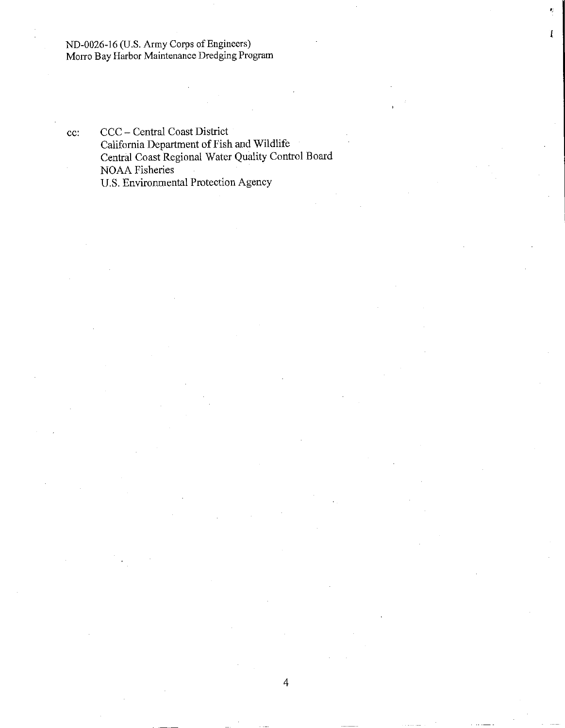cc:

- CCC – Central Coast District
- California Department of Fish and Wildlife
- Central Coast Regional Water Quality Control Board
- NOAA Fisheries
- U.S. Environmental Protection Agency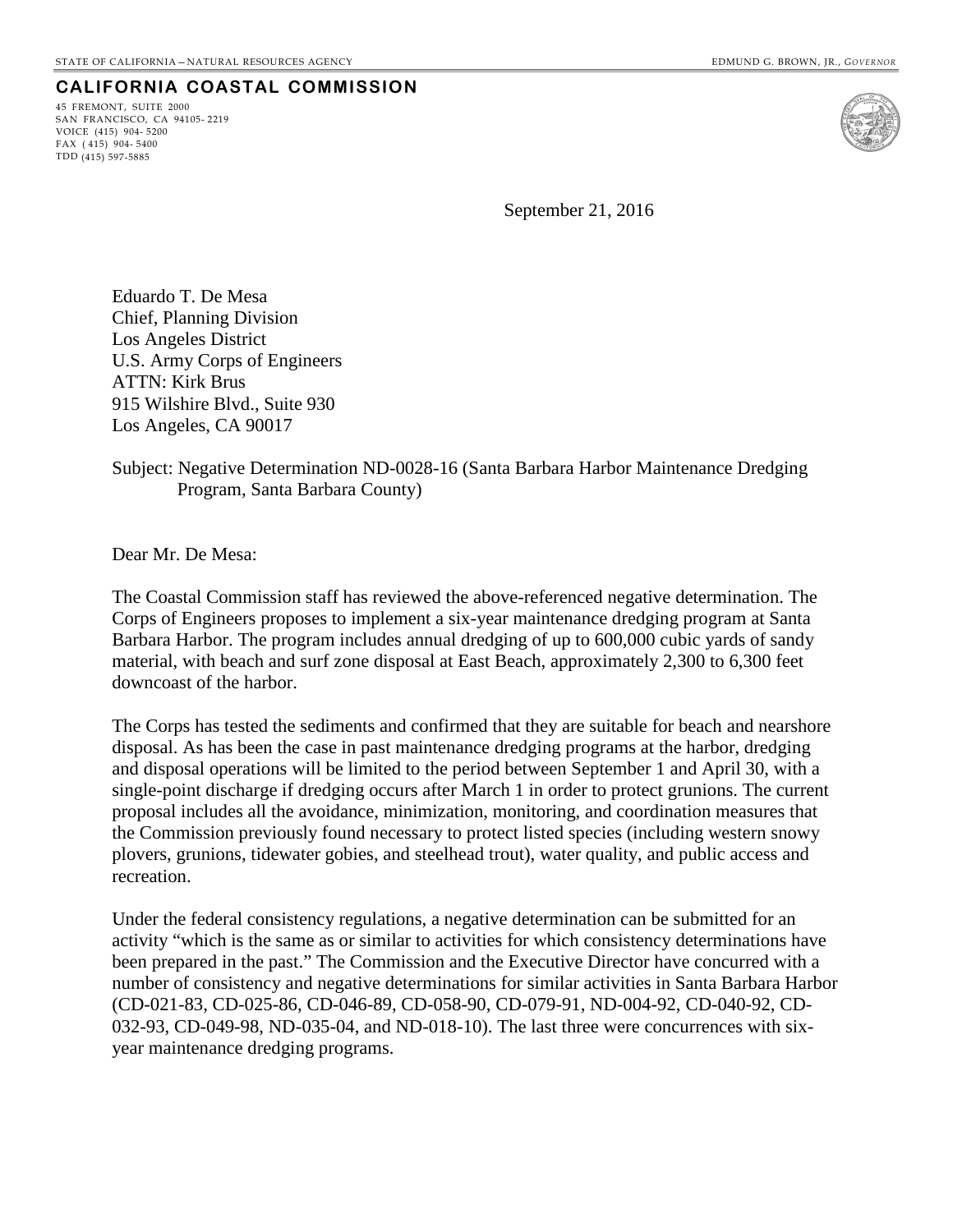STATE OF CALIFORNIA—NATURAL RESOURCES AGENCY EDMUND G. BROWN, JR., *GOVERNOR*

**CALIFORNIA COASTAL COMMISSION**

45 FREMONT, SUITE 2000
SAN FRANCISCO, CA 94105-2219
VOICE (415) 904-5200
FAX (415) 904-5400
TDD (415) 597-5885

September 21, 2016

Eduardo T. De Mesa
Chief, Planning Division
Los Angeles District
U.S. Army Corps of Engineers
ATTN: Kirk Brus
915 Wilshire Blvd., Suite 930
Los Angeles, CA 90017

Subject: Negative Determination ND-0028-16 (Santa Barbara Harbor Maintenance Dredging Program, Santa Barbara County)

Dear Mr. De Mesa:

The Coastal Commission staff has reviewed the above-referenced negative determination. The Corps of Engineers proposes to implement a six-year maintenance dredging program at Santa Barbara Harbor. The program includes annual dredging of up to 600,000 cubic yards of sandy material, with beach and surf zone disposal at East Beach, approximately 2,300 to 6,300 feet downcoast of the harbor.

The Corps has tested the sediments and confirmed that they are suitable for beach and nearshore disposal. As has been the case in past maintenance dredging programs at the harbor, dredging and disposal operations will be limited to the period between September 1 and April 30, with a single-point discharge if dredging occurs after March 1 in order to protect grunions. The current proposal includes all the avoidance, minimization, monitoring, and coordination measures that the Commission previously found necessary to protect listed species (including western snowy plovers, grunions, tidewater gobies, and steelhead trout), water quality, and public access and recreation.

Under the federal consistency regulations, a negative determination can be submitted for an activity "which is the same as or similar to activities for which consistency determinations have been prepared in the past." The Commission and the Executive Director have concurred with a number of consistency and negative determinations for similar activities in Santa Barbara Harbor (CD-021-83, CD-025-86, CD-046-89, CD-058-90, CD-079-91, ND-004-92, CD-040-92, CD-032-93, CD-049-98, ND-035-04, and ND-018-10). The last three were concurrences with six-year maintenance dredging programs.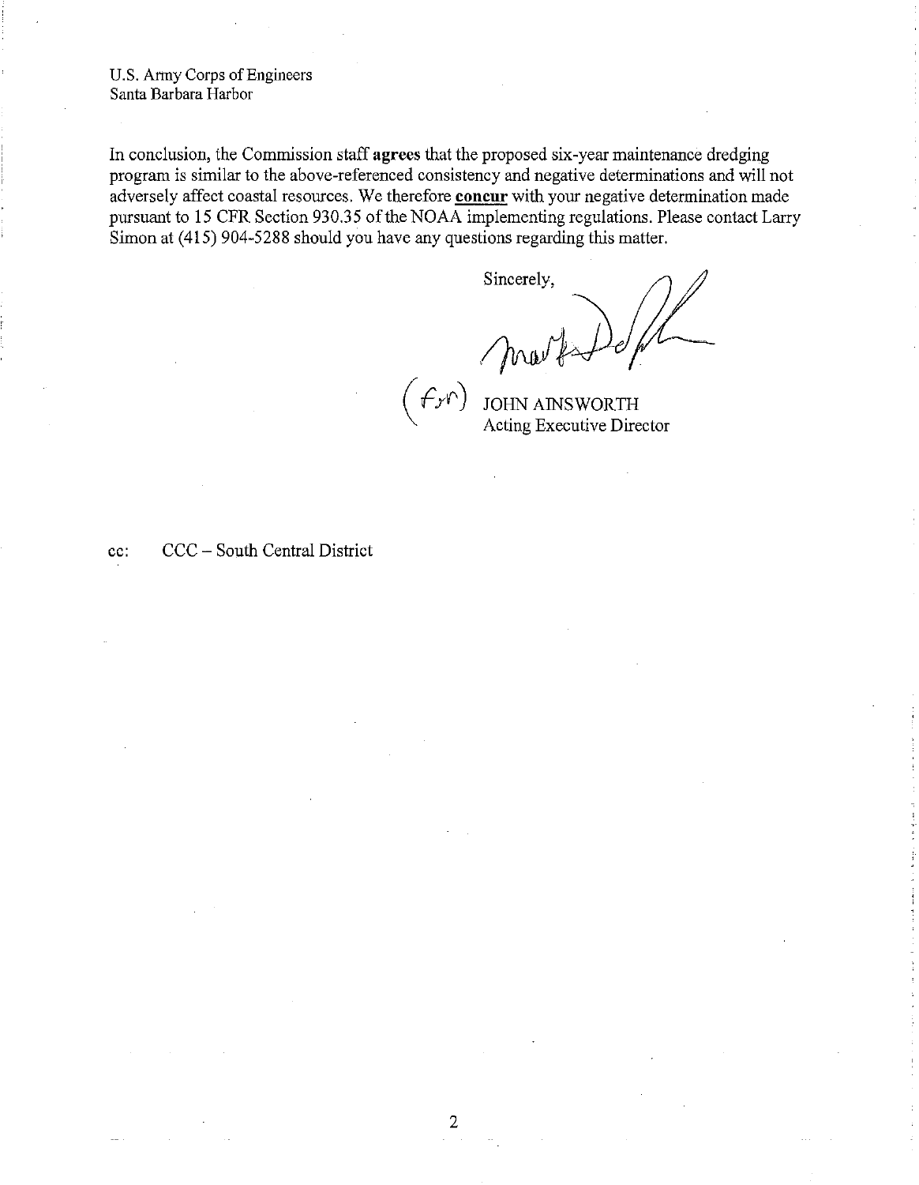U.S. Army Corps of Engineers
Santa Barbara Harbor

In conclusion, the Commission staff **agrees** that the proposed six-year maintenance dredging program is similar to the above-referenced consistency and negative determinations and will not adversely affect coastal resources. We therefore **concur** with your negative determination made pursuant to 15 CFR Section 930.35 of the NOAA implementing regulations. Please contact Larry Simon at (415) 904-5288 should you have any questions regarding this matter.

Sincerely,

(for) JOHN AINSWORTH
Acting Executive Director

cc: CCC – South Central District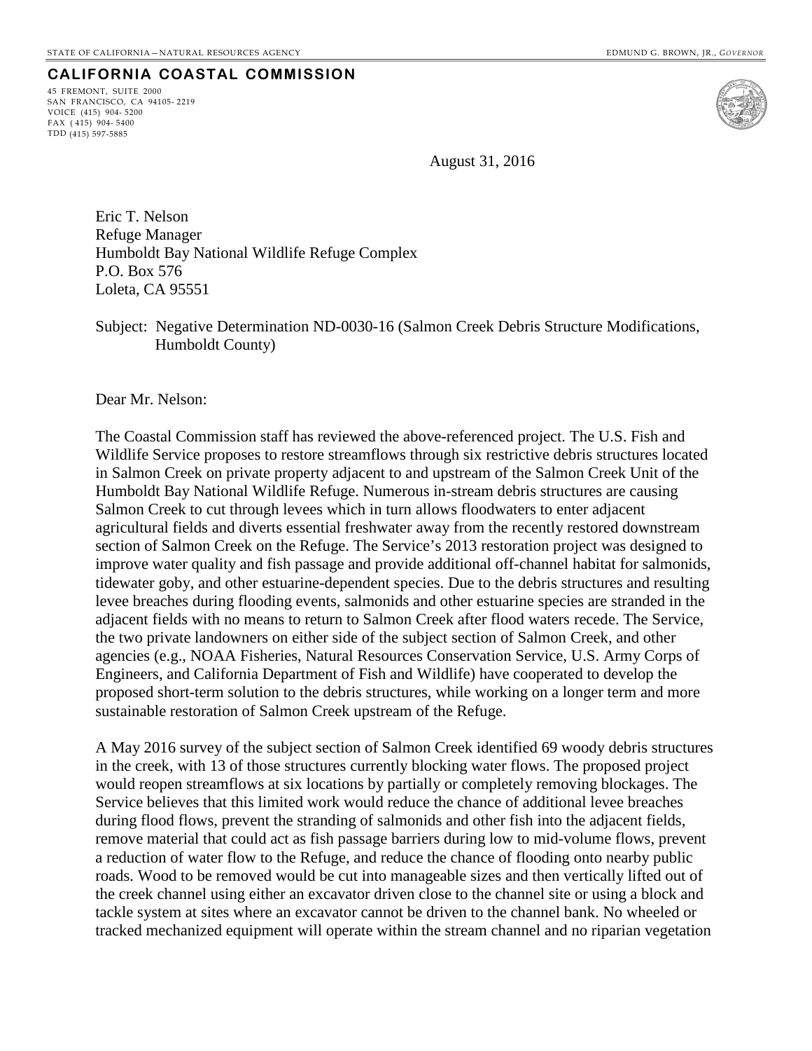STATE OF CALIFORNIA—NATURAL RESOURCES AGENCY EDMUND G. BROWN, JR., *GOVERNOR*

**CALIFORNIA COASTAL COMMISSION**

45 FREMONT, SUITE 2000
SAN FRANCISCO, CA 94105-2219
VOICE (415) 904-5200
FAX (415) 904-5400
TDD (415) 597-5885

August 31, 2016

Eric T. Nelson
Refuge Manager
Humboldt Bay National Wildlife Refuge Complex
P.O. Box 576
Loleta, CA 95551

Subject: Negative Determination ND-0030-16 (Salmon Creek Debris Structure Modifications, Humboldt County)

Dear Mr. Nelson:

The Coastal Commission staff has reviewed the above-referenced project. The U.S. Fish and Wildlife Service proposes to restore streamflows through six restrictive debris structures located in Salmon Creek on private property adjacent to and upstream of the Salmon Creek Unit of the Humboldt Bay National Wildlife Refuge. Numerous in-stream debris structures are causing Salmon Creek to cut through levees which in turn allows floodwaters to enter adjacent agricultural fields and diverts essential freshwater away from the recently restored downstream section of Salmon Creek on the Refuge. The Service's 2013 restoration project was designed to improve water quality and fish passage and provide additional off-channel habitat for salmonids, tidewater goby, and other estuarine-dependent species. Due to the debris structures and resulting levee breaches during flooding events, salmonids and other estuarine species are stranded in the adjacent fields with no means to return to Salmon Creek after flood waters recede. The Service, the two private landowners on either side of the subject section of Salmon Creek, and other agencies (e.g., NOAA Fisheries, Natural Resources Conservation Service, U.S. Army Corps of Engineers, and California Department of Fish and Wildlife) have cooperated to develop the proposed short-term solution to the debris structures, while working on a longer term and more sustainable restoration of Salmon Creek upstream of the Refuge.

A May 2016 survey of the subject section of Salmon Creek identified 69 woody debris structures in the creek, with 13 of those structures currently blocking water flows. The proposed project would reopen streamflows at six locations by partially or completely removing blockages. The Service believes that this limited work would reduce the chance of additional levee breaches during flood flows, prevent the stranding of salmonids and other fish into the adjacent fields, remove material that could act as fish passage barriers during low to mid-volume flows, prevent a reduction of water flow to the Refuge, and reduce the chance of flooding onto nearby public roads. Wood to be removed would be cut into manageable sizes and then vertically lifted out of the creek channel using either an excavator driven close to the channel site or using a block and tackle system at sites where an excavator cannot be driven to the channel bank. No wheeled or tracked mechanized equipment will operate within the stream channel and no riparian vegetation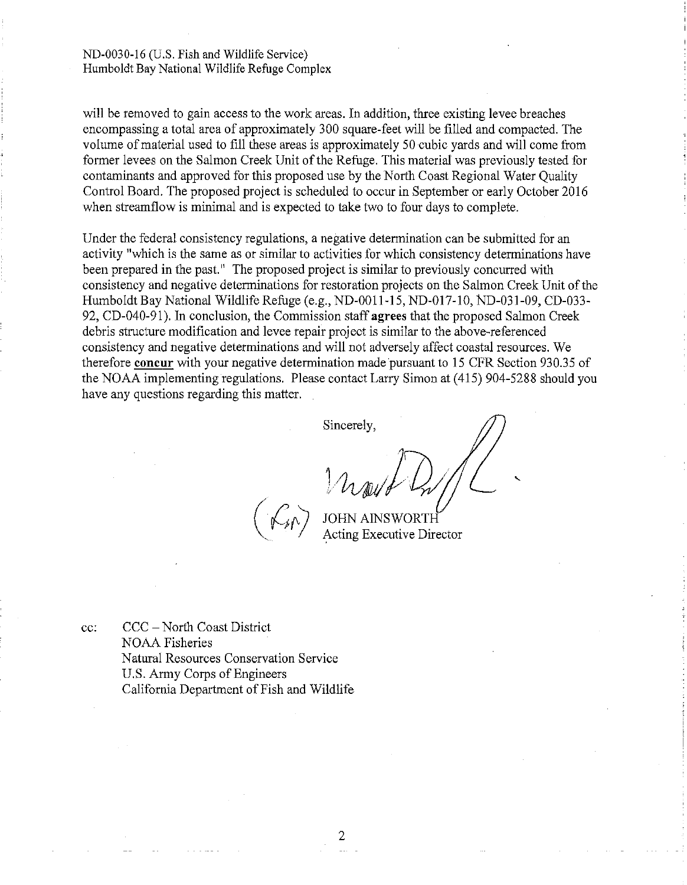will be removed to gain access to the work areas. In addition, three existing levee breaches encompassing a total area of approximately 300 square-feet will be filled and compacted. The volume of material used to fill these areas is approximately 50 cubic yards and will come from former levees on the Salmon Creek Unit of the Refuge. This material was previously tested for contaminants and approved for this proposed use by the North Coast Regional Water Quality Control Board. The proposed project is scheduled to occur in September or early October 2016 when streamflow is minimal and is expected to take two to four days to complete.

Under the federal consistency regulations, a negative determination can be submitted for an activity "which is the same as or similar to activities for which consistency determinations have been prepared in the past." The proposed project is similar to previously concurred with consistency and negative determinations for restoration projects on the Salmon Creek Unit of the Humboldt Bay National Wildlife Refuge (e.g., ND-0011-15, ND-017-10, ND-031-09, CD-033-92, CD-040-91). In conclusion, the Commission staff **agrees** that the proposed Salmon Creek debris structure modification and levee repair project is similar to the above-referenced consistency and negative determinations and will not adversely affect coastal resources. We therefore **concur** with your negative determination made pursuant to 15 CFR Section 930.35 of the NOAA implementing regulations. Please contact Larry Simon at (415) 904-5288 should you have any questions regarding this matter.

Sincerely,

(for) JOHN AINSWORTH
Acting Executive Director

cc: CCC – North Coast District
NOAA Fisheries
Natural Resources Conservation Service
U.S. Army Corps of Engineers
California Department of Fish and Wildlife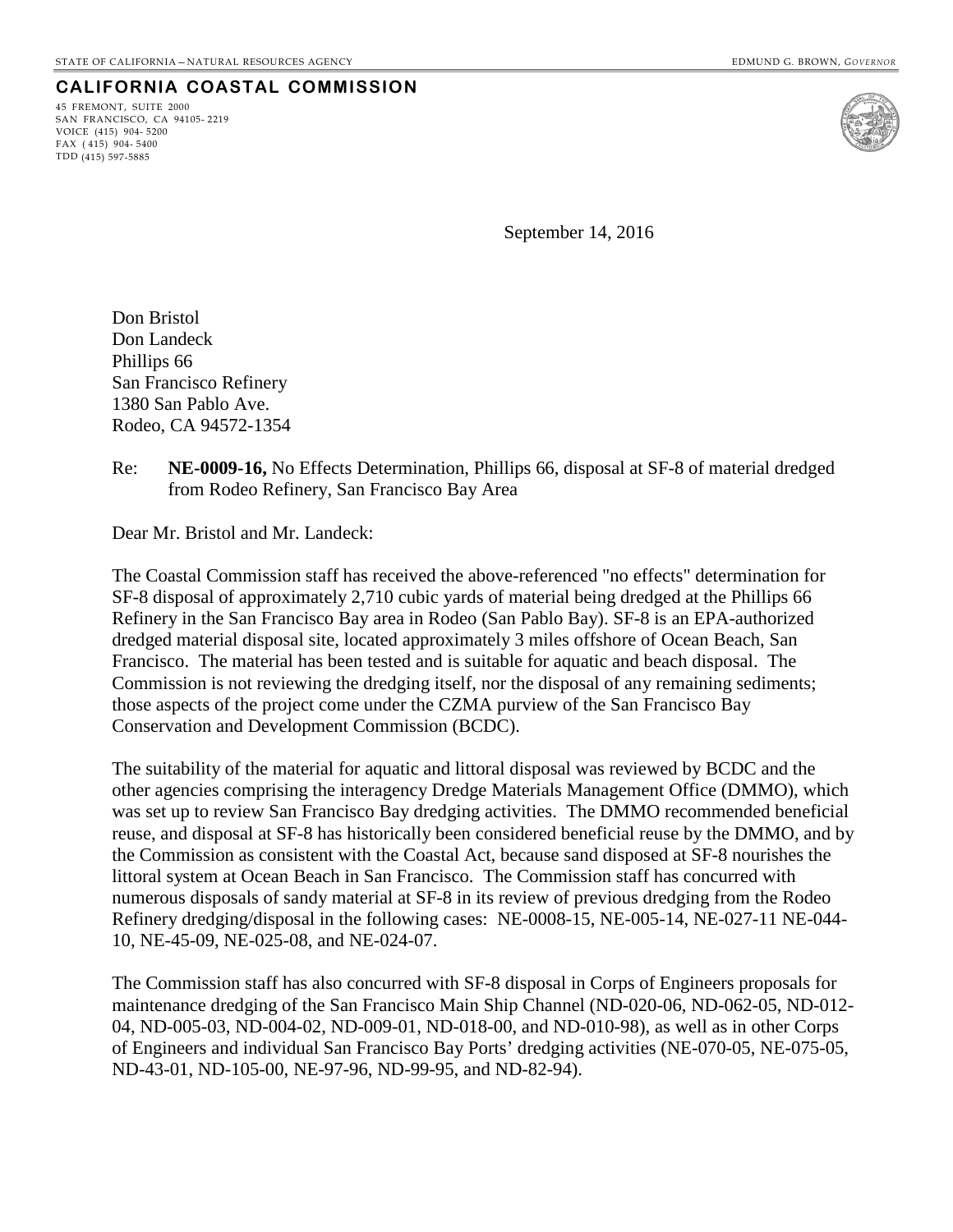STATE OF CALIFORNIA – NATURAL RESOURCES AGENCY EDMUND G. BROWN, *GOVERNOR*

**CALIFORNIA COASTAL COMMISSION**

45 FREMONT, SUITE 2000
SAN FRANCISCO, CA 94105- 2219
VOICE (415) 904- 5200
FAX ( 415) 904- 5400
TDD (415) 597-5885

September 14, 2016

Don Bristol
Don Landeck
Phillips 66
San Francisco Refinery
1380 San Pablo Ave.
Rodeo, CA 94572-1354

Re: **NE-0009-16,** No Effects Determination, Phillips 66, disposal at SF-8 of material dredged from Rodeo Refinery, San Francisco Bay Area

Dear Mr. Bristol and Mr. Landeck:

The Coastal Commission staff has received the above-referenced "no effects" determination for SF-8 disposal of approximately 2,710 cubic yards of material being dredged at the Phillips 66 Refinery in the San Francisco Bay area in Rodeo (San Pablo Bay). SF-8 is an EPA-authorized dredged material disposal site, located approximately 3 miles offshore of Ocean Beach, San Francisco. The material has been tested and is suitable for aquatic and beach disposal. The Commission is not reviewing the dredging itself, nor the disposal of any remaining sediments; those aspects of the project come under the CZMA purview of the San Francisco Bay Conservation and Development Commission (BCDC).

The suitability of the material for aquatic and littoral disposal was reviewed by BCDC and the other agencies comprising the interagency Dredge Materials Management Office (DMMO), which was set up to review San Francisco Bay dredging activities. The DMMO recommended beneficial reuse, and disposal at SF-8 has historically been considered beneficial reuse by the DMMO, and by the Commission as consistent with the Coastal Act, because sand disposed at SF-8 nourishes the littoral system at Ocean Beach in San Francisco. The Commission staff has concurred with numerous disposals of sandy material at SF-8 in its review of previous dredging from the Rodeo Refinery dredging/disposal in the following cases: NE-0008-15, NE-005-14, NE-027-11 NE-044-10, NE-45-09, NE-025-08, and NE-024-07.

The Commission staff has also concurred with SF-8 disposal in Corps of Engineers proposals for maintenance dredging of the San Francisco Main Ship Channel (ND-020-06, ND-062-05, ND-012-04, ND-005-03, ND-004-02, ND-009-01, ND-018-00, and ND-010-98), as well as in other Corps of Engineers and individual San Francisco Bay Ports' dredging activities (NE-070-05, NE-075-05, ND-43-01, ND-105-00, NE-97-96, ND-99-95, and ND-82-94).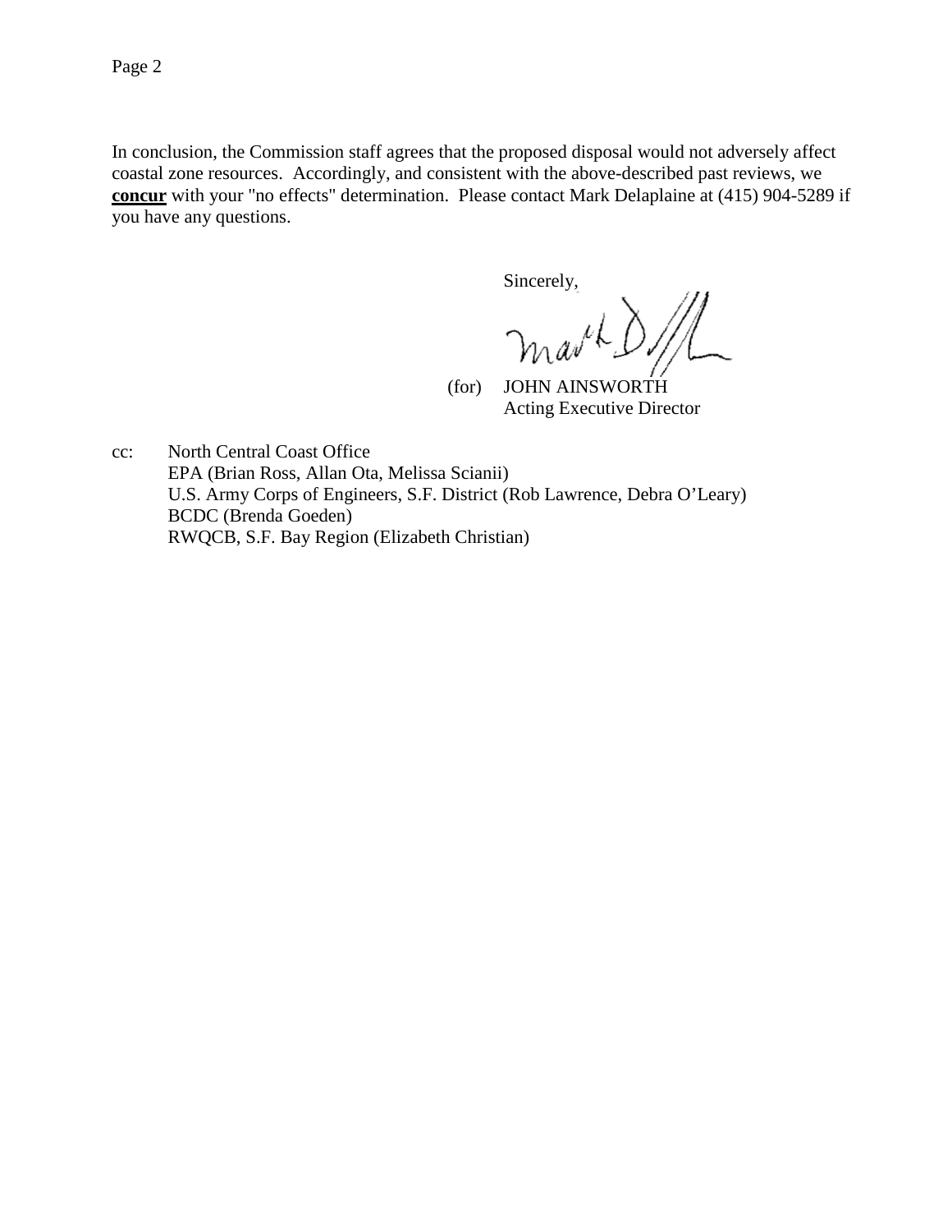In conclusion, the Commission staff agrees that the proposed disposal would not adversely affect coastal zone resources. Accordingly, and consistent with the above-described past reviews, we **concur** with your "no effects" determination. Please contact Mark Delaplaine at (415) 904-5289 if you have any questions.

Sincerely,

(for) JOHN AINSWORTH
Acting Executive Director

cc: North Central Coast Office
EPA (Brian Ross, Allan Ota, Melissa Scianii)
U.S. Army Corps of Engineers, S.F. District (Rob Lawrence, Debra O'Leary)
BCDC (Brenda Goeden)
RWQCB, S.F. Bay Region (Elizabeth Christian)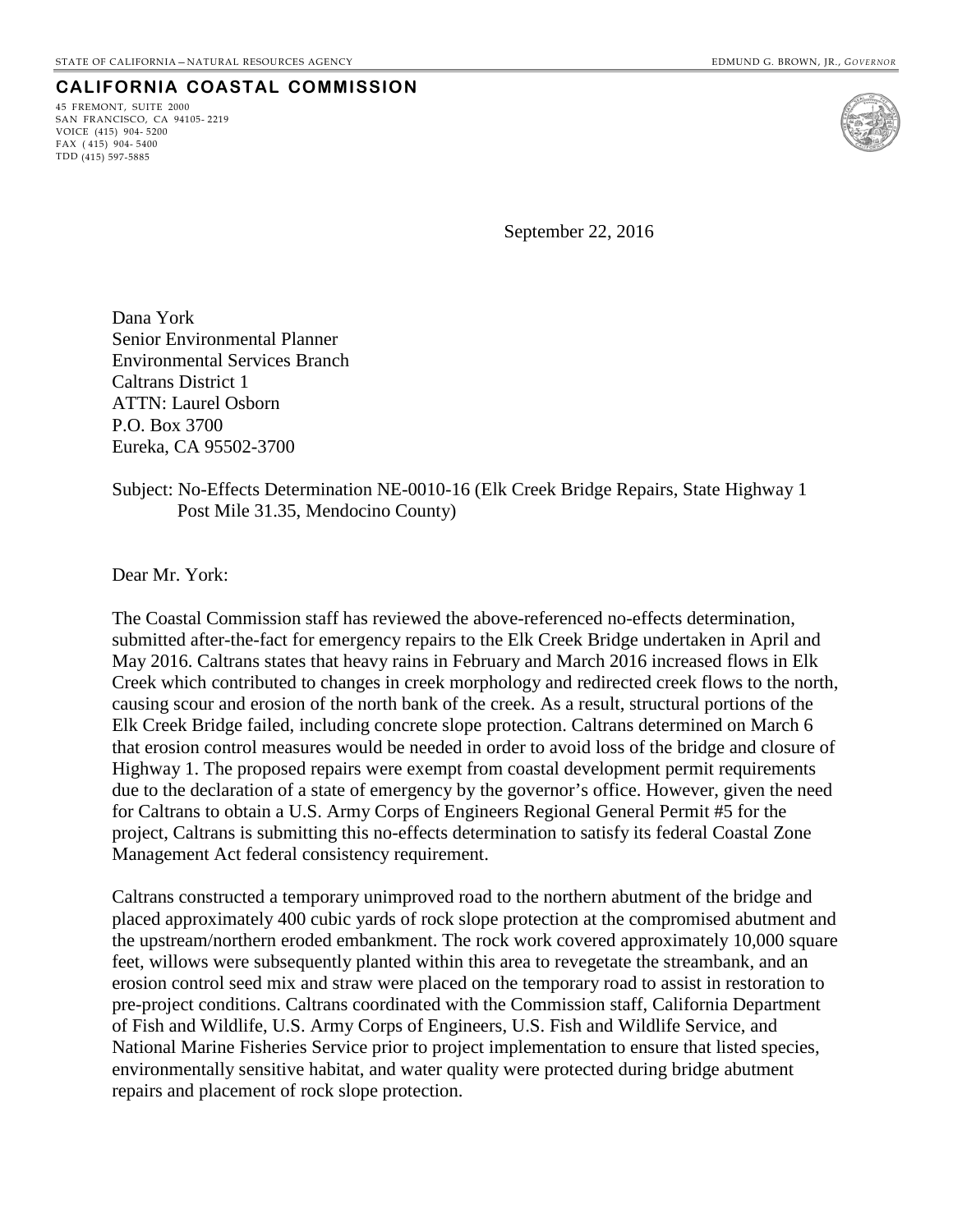STATE OF CALIFORNIA—NATURAL RESOURCES AGENCY    EDMUND G. BROWN, JR., *GOVERNOR*

**CALIFORNIA COASTAL COMMISSION**

45 FREMONT, SUITE 2000
SAN FRANCISCO, CA 94105-2219
VOICE (415) 904-5200
FAX (415) 904-5400
TDD (415) 597-5885

September 22, 2016

Dana York
Senior Environmental Planner
Environmental Services Branch
Caltrans District 1
ATTN: Laurel Osborn
P.O. Box 3700
Eureka, CA 95502-3700

Subject: No-Effects Determination NE-0010-16 (Elk Creek Bridge Repairs, State Highway 1 Post Mile 31.35, Mendocino County)

Dear Mr. York:

The Coastal Commission staff has reviewed the above-referenced no-effects determination, submitted after-the-fact for emergency repairs to the Elk Creek Bridge undertaken in April and May 2016. Caltrans states that heavy rains in February and March 2016 increased flows in Elk Creek which contributed to changes in creek morphology and redirected creek flows to the north, causing scour and erosion of the north bank of the creek. As a result, structural portions of the Elk Creek Bridge failed, including concrete slope protection. Caltrans determined on March 6 that erosion control measures would be needed in order to avoid loss of the bridge and closure of Highway 1. The proposed repairs were exempt from coastal development permit requirements due to the declaration of a state of emergency by the governor's office. However, given the need for Caltrans to obtain a U.S. Army Corps of Engineers Regional General Permit #5 for the project, Caltrans is submitting this no-effects determination to satisfy its federal Coastal Zone Management Act federal consistency requirement.

Caltrans constructed a temporary unimproved road to the northern abutment of the bridge and placed approximately 400 cubic yards of rock slope protection at the compromised abutment and the upstream/northern eroded embankment. The rock work covered approximately 10,000 square feet, willows were subsequently planted within this area to revegetate the streambank, and an erosion control seed mix and straw were placed on the temporary road to assist in restoration to pre-project conditions. Caltrans coordinated with the Commission staff, California Department of Fish and Wildlife, U.S. Army Corps of Engineers, U.S. Fish and Wildlife Service, and National Marine Fisheries Service prior to project implementation to ensure that listed species, environmentally sensitive habitat, and water quality were protected during bridge abutment repairs and placement of rock slope protection.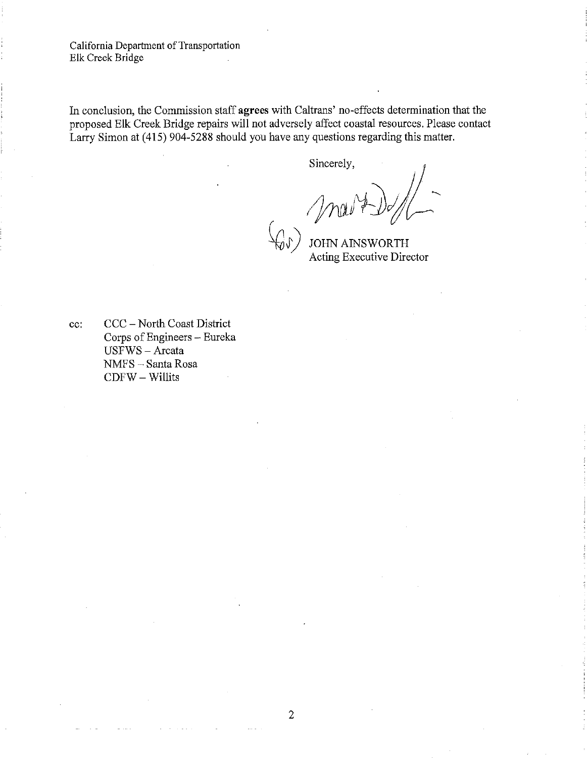California Department of Transportation
Elk Creek Bridge

In conclusion, the Commission staff **agrees** with Caltrans' no-effects determination that the proposed Elk Creek Bridge repairs will not adversely affect coastal resources. Please contact Larry Simon at (415) 904-5288 should you have any questions regarding this matter.

Sincerely,

(for) JOHN AINSWORTH
Acting Executive Director

cc: CCC – North Coast District
Corps of Engineers – Eureka
USFWS – Arcata
NMFS – Santa Rosa
CDFW – Willits